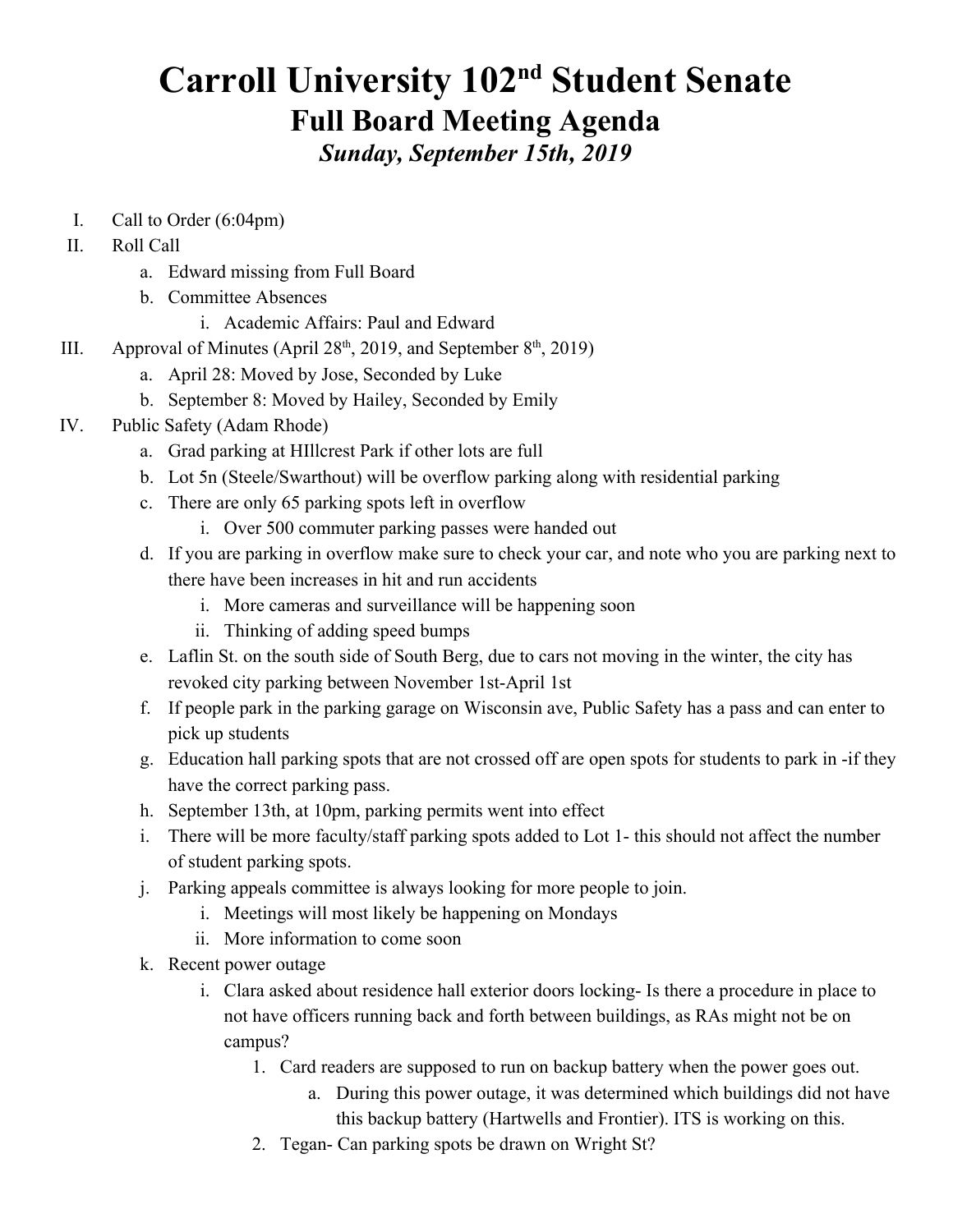# Carroll University 102nd Student Senate

## Full Board Meeting Agenda

### *Sunday, September 15th, 2019*

I. Call to Order (6:04pm)

II. Roll Call
   a. Edward missing from Full Board
   b. Committee Absences
      i. Academic Affairs: Paul and Edward

III. Approval of Minutes (April 28th, 2019, and September 8th, 2019)
   a. April 28: Moved by Jose, Seconded by Luke
   b. September 8: Moved by Hailey, Seconded by Emily

IV. Public Safety (Adam Rhode)
   a. Grad parking at HIllcrest Park if other lots are full
   b. Lot 5n (Steele/Swarthout) will be overflow parking along with residential parking
   c. There are only 65 parking spots left in overflow
      i. Over 500 commuter parking passes were handed out
   d. If you are parking in overflow make sure to check your car, and note who you are parking next to there have been increases in hit and run accidents
      i. More cameras and surveillance will be happening soon
      ii. Thinking of adding speed bumps
   e. Laflin St. on the south side of South Berg, due to cars not moving in the winter, the city has revoked city parking between November 1st-April 1st
   f. If people park in the parking garage on Wisconsin ave, Public Safety has a pass and can enter to pick up students
   g. Education hall parking spots that are not crossed off are open spots for students to park in -if they have the correct parking pass.
   h. September 13th, at 10pm, parking permits went into effect
   i. There will be more faculty/staff parking spots added to Lot 1- this should not affect the number of student parking spots.
   j. Parking appeals committee is always looking for more people to join.
      i. Meetings will most likely be happening on Mondays
      ii. More information to come soon
   k. Recent power outage
      i. Clara asked about residence hall exterior doors locking- Is there a procedure in place to not have officers running back and forth between buildings, as RAs might not be on campus?
         1. Card readers are supposed to run on backup battery when the power goes out.
            a. During this power outage, it was determined which buildings did not have this backup battery (Hartwells and Frontier). ITS is working on this.
         2. Tegan- Can parking spots be drawn on Wright St?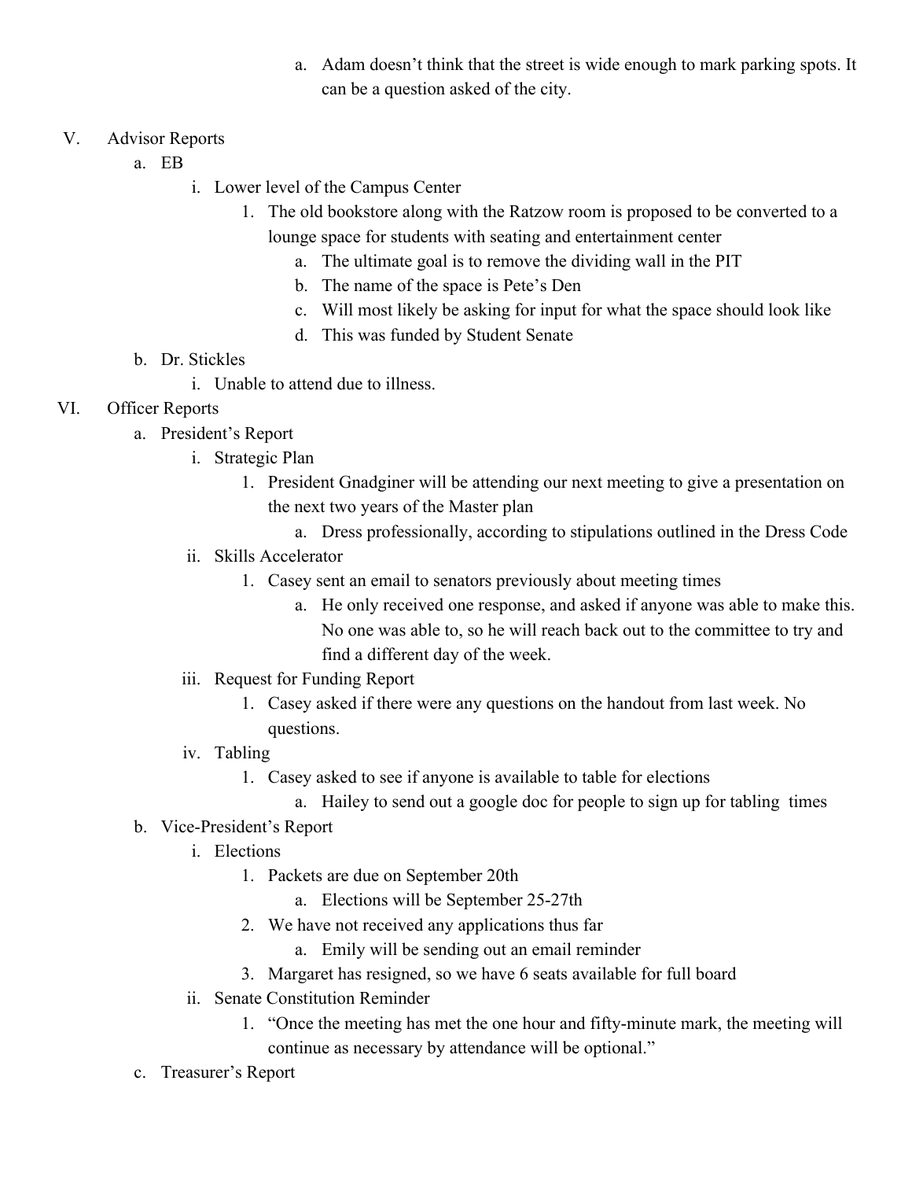a. Adam doesn't think that the street is wide enough to mark parking spots. It can be a question asked of the city.

V. Advisor Reports
   a. EB
      i. Lower level of the Campus Center
         1. The old bookstore along with the Ratzow room is proposed to be converted to a lounge space for students with seating and entertainment center
            a. The ultimate goal is to remove the dividing wall in the PIT
            b. The name of the space is Pete's Den
            c. Will most likely be asking for input for what the space should look like
            d. This was funded by Student Senate
   b. Dr. Stickles
      i. Unable to attend due to illness.

VI. Officer Reports
   a. President's Report
      i. Strategic Plan
         1. President Gnadginer will be attending our next meeting to give a presentation on the next two years of the Master plan
            a. Dress professionally, according to stipulations outlined in the Dress Code
      ii. Skills Accelerator
         1. Casey sent an email to senators previously about meeting times
            a. He only received one response, and asked if anyone was able to make this. No one was able to, so he will reach back out to the committee to try and find a different day of the week.
      iii. Request for Funding Report
         1. Casey asked if there were any questions on the handout from last week. No questions.
      iv. Tabling
         1. Casey asked to see if anyone is available to table for elections
            a. Hailey to send out a google doc for people to sign up for tabling times
   b. Vice-President's Report
      i. Elections
         1. Packets are due on September 20th
            a. Elections will be September 25-27th
         2. We have not received any applications thus far
            a. Emily will be sending out an email reminder
         3. Margaret has resigned, so we have 6 seats available for full board
      ii. Senate Constitution Reminder
         1. "Once the meeting has met the one hour and fifty-minute mark, the meeting will continue as necessary by attendance will be optional."
   c. Treasurer's Report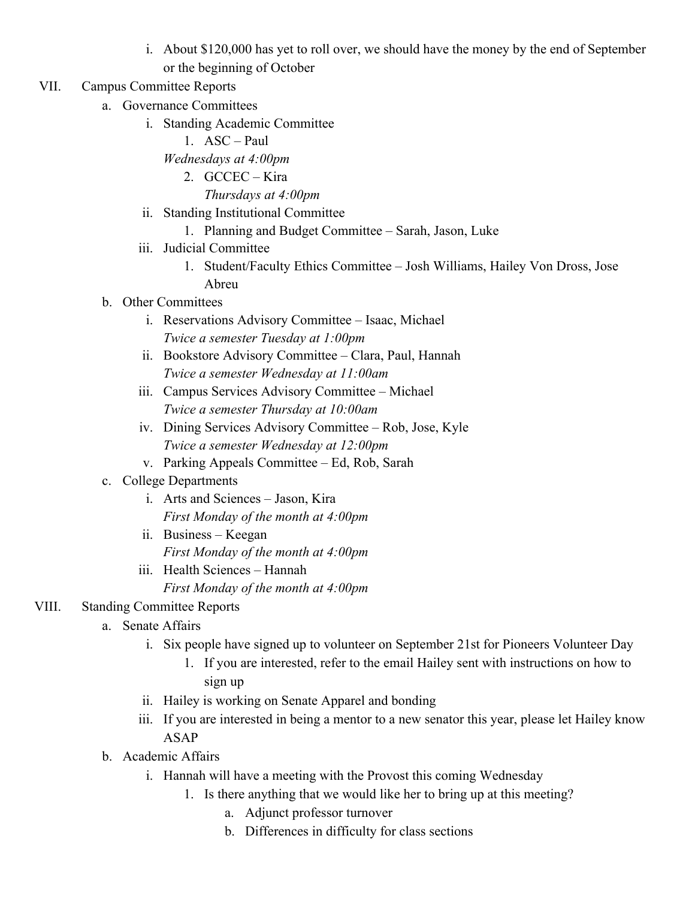i. About $120,000 has yet to roll over, we should have the money by the end of September or the beginning of October

VII. Campus Committee Reports
  a. Governance Committees
    i. Standing Academic Committee
      1. ASC – Paul
      *Wednesdays at 4:00pm*
      2. GCCEC – Kira
      *Thursdays at 4:00pm*
    ii. Standing Institutional Committee
      1. Planning and Budget Committee – Sarah, Jason, Luke
    iii. Judicial Committee
      1. Student/Faculty Ethics Committee – Josh Williams, Hailey Von Dross, Jose Abreu
  b. Other Committees
    i. Reservations Advisory Committee – Isaac, Michael
    *Twice a semester Tuesday at 1:00pm*
    ii. Bookstore Advisory Committee – Clara, Paul, Hannah
    *Twice a semester Wednesday at 11:00am*
    iii. Campus Services Advisory Committee – Michael
    *Twice a semester Thursday at 10:00am*
    iv. Dining Services Advisory Committee – Rob, Jose, Kyle
    *Twice a semester Wednesday at 12:00pm*
    v. Parking Appeals Committee – Ed, Rob, Sarah
  c. College Departments
    i. Arts and Sciences – Jason, Kira
    *First Monday of the month at 4:00pm*
    ii. Business – Keegan
    *First Monday of the month at 4:00pm*
    iii. Health Sciences – Hannah
    *First Monday of the month at 4:00pm*

VIII. Standing Committee Reports
  a. Senate Affairs
    i. Six people have signed up to volunteer on September 21st for Pioneers Volunteer Day
      1. If you are interested, refer to the email Hailey sent with instructions on how to sign up
    ii. Hailey is working on Senate Apparel and bonding
    iii. If you are interested in being a mentor to a new senator this year, please let Hailey know ASAP
  b. Academic Affairs
    i. Hannah will have a meeting with the Provost this coming Wednesday
      1. Is there anything that we would like her to bring up at this meeting?
        a. Adjunct professor turnover
        b. Differences in difficulty for class sections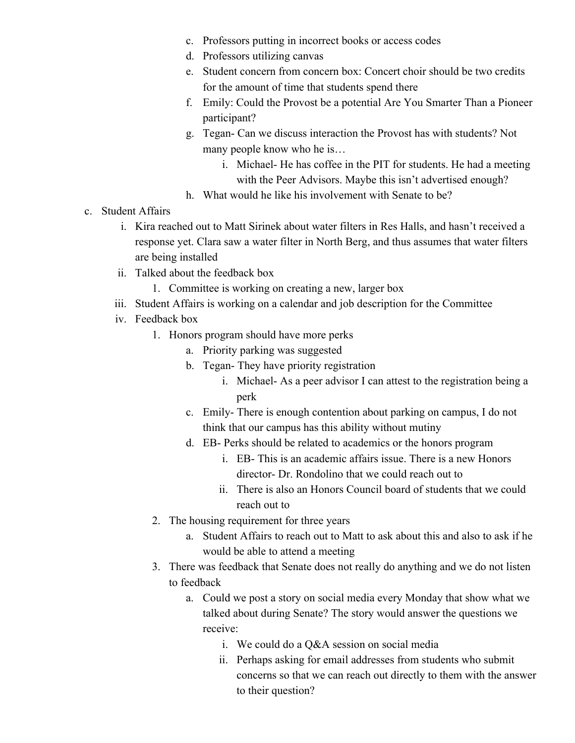c. Professors putting in incorrect books or access codes
d. Professors utilizing canvas
e. Student concern from concern box: Concert choir should be two credits for the amount of time that students spend there
f. Emily: Could the Provost be a potential Are You Smarter Than a Pioneer participant?
g. Tegan- Can we discuss interaction the Provost has with students? Not many people know who he is…
    i. Michael- He has coffee in the PIT for students. He had a meeting with the Peer Advisors. Maybe this isn't advertised enough?
h. What would he like his involvement with Senate to be?

c. Student Affairs
  i. Kira reached out to Matt Sirinek about water filters in Res Halls, and hasn't received a response yet. Clara saw a water filter in North Berg, and thus assumes that water filters are being installed
  ii. Talked about the feedback box
      1. Committee is working on creating a new, larger box
  iii. Student Affairs is working on a calendar and job description for the Committee
  iv. Feedback box
      1. Honors program should have more perks
          a. Priority parking was suggested
          b. Tegan- They have priority registration
              i. Michael- As a peer advisor I can attest to the registration being a perk
          c. Emily- There is enough contention about parking on campus, I do not think that our campus has this ability without mutiny
          d. EB- Perks should be related to academics or the honors program
              i. EB- This is an academic affairs issue. There is a new Honors director- Dr. Rondolino that we could reach out to
              ii. There is also an Honors Council board of students that we could reach out to
      2. The housing requirement for three years
          a. Student Affairs to reach out to Matt to ask about this and also to ask if he would be able to attend a meeting
      3. There was feedback that Senate does not really do anything and we do not listen to feedback
          a. Could we post a story on social media every Monday that show what we talked about during Senate? The story would answer the questions we receive:
              i. We could do a Q&A session on social media
              ii. Perhaps asking for email addresses from students who submit concerns so that we can reach out directly to them with the answer to their question?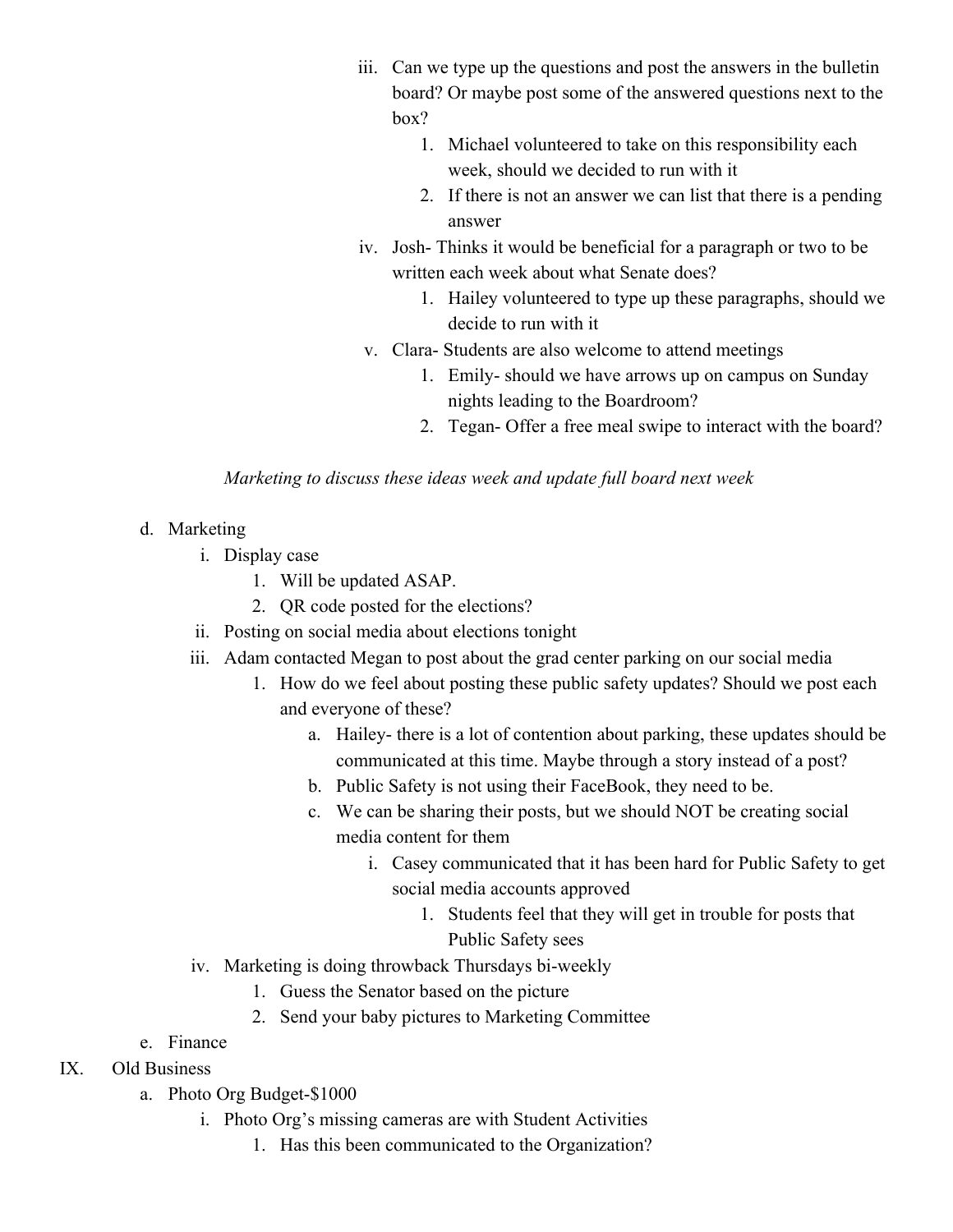- iii. Can we type up the questions and post the answers in the bulletin board? Or maybe post some of the answered questions next to the box?
  1. Michael volunteered to take on this responsibility each week, should we decided to run with it
  2. If there is not an answer we can list that there is a pending answer
- iv. Josh- Thinks it would be beneficial for a paragraph or two to be written each week about what Senate does?
  1. Hailey volunteered to type up these paragraphs, should we decide to run with it
- v. Clara- Students are also welcome to attend meetings
  1. Emily- should we have arrows up on campus on Sunday nights leading to the Boardroom?
  2. Tegan- Offer a free meal swipe to interact with the board?

*Marketing to discuss these ideas week and update full board next week*

- d. Marketing
  - i. Display case
    1. Will be updated ASAP.
    2. QR code posted for the elections?
  - ii. Posting on social media about elections tonight
  - iii. Adam contacted Megan to post about the grad center parking on our social media
    1. How do we feel about posting these public safety updates? Should we post each and everyone of these?
       - a. Hailey- there is a lot of contention about parking, these updates should be communicated at this time. Maybe through a story instead of a post?
       - b. Public Safety is not using their FaceBook, they need to be.
       - c. We can be sharing their posts, but we should NOT be creating social media content for them
         - i. Casey communicated that it has been hard for Public Safety to get social media accounts approved
           1. Students feel that they will get in trouble for posts that Public Safety sees
  - iv. Marketing is doing throwback Thursdays bi-weekly
    1. Guess the Senator based on the picture
    2. Send your baby pictures to Marketing Committee
- e. Finance

IX. Old Business

- a. Photo Org Budget-$1000
  - i. Photo Org's missing cameras are with Student Activities
    1. Has this been communicated to the Organization?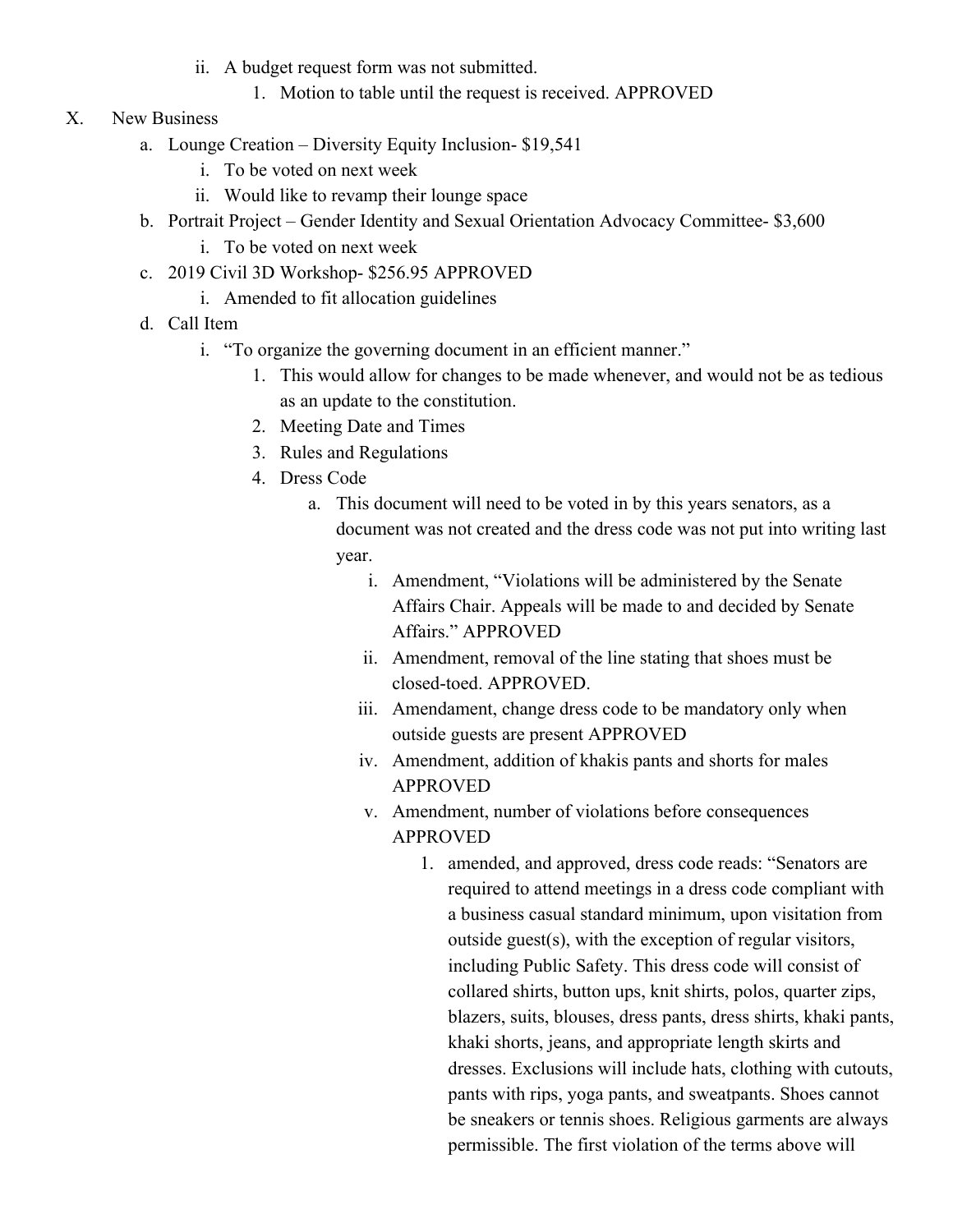- ii. A budget request form was not submitted.
     1. Motion to table until the request is received. APPROVED

X. New Business
   - a. Lounge Creation – Diversity Equity Inclusion- $19,541
     - i. To be voted on next week
     - ii. Would like to revamp their lounge space
   - b. Portrait Project – Gender Identity and Sexual Orientation Advocacy Committee- $3,600
     - i. To be voted on next week
   - c. 2019 Civil 3D Workshop- $256.95 APPROVED
     - i. Amended to fit allocation guidelines
   - d. Call Item
     - i. "To organize the governing document in an efficient manner."
       1. This would allow for changes to be made whenever, and would not be as tedious as an update to the constitution.
       2. Meeting Date and Times
       3. Rules and Regulations
       4. Dress Code
          - a. This document will need to be voted in by this years senators, as a document was not created and the dress code was not put into writing last year.
            - i. Amendment, "Violations will be administered by the Senate Affairs Chair. Appeals will be made to and decided by Senate Affairs." APPROVED
            - ii. Amendment, removal of the line stating that shoes must be closed-toed. APPROVED.
            - iii. Amendament, change dress code to be mandatory only when outside guests are present APPROVED
            - iv. Amendment, addition of khakis pants and shorts for males APPROVED
            - v. Amendment, number of violations before consequences APPROVED
              1. amended, and approved, dress code reads: "Senators are required to attend meetings in a dress code compliant with a business casual standard minimum, upon visitation from outside guest(s), with the exception of regular visitors, including Public Safety. This dress code will consist of collared shirts, button ups, knit shirts, polos, quarter zips, blazers, suits, blouses, dress pants, dress shirts, khaki pants, khaki shorts, jeans, and appropriate length skirts and dresses. Exclusions will include hats, clothing with cutouts, pants with rips, yoga pants, and sweatpants. Shoes cannot be sneakers or tennis shoes. Religious garments are always permissible. The first violation of the terms above will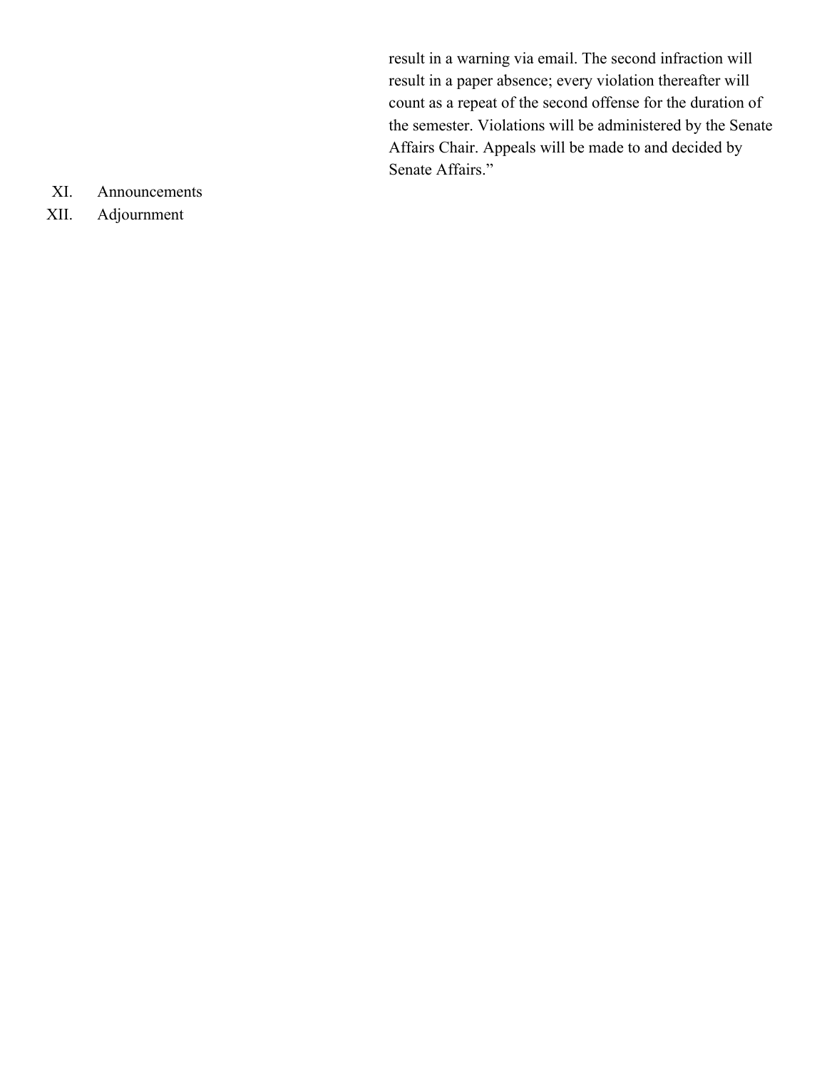result in a warning via email. The second infraction will result in a paper absence; every violation thereafter will count as a repeat of the second offense for the duration of the semester. Violations will be administered by the Senate Affairs Chair. Appeals will be made to and decided by Senate Affairs."

XI. Announcements

XII. Adjournment